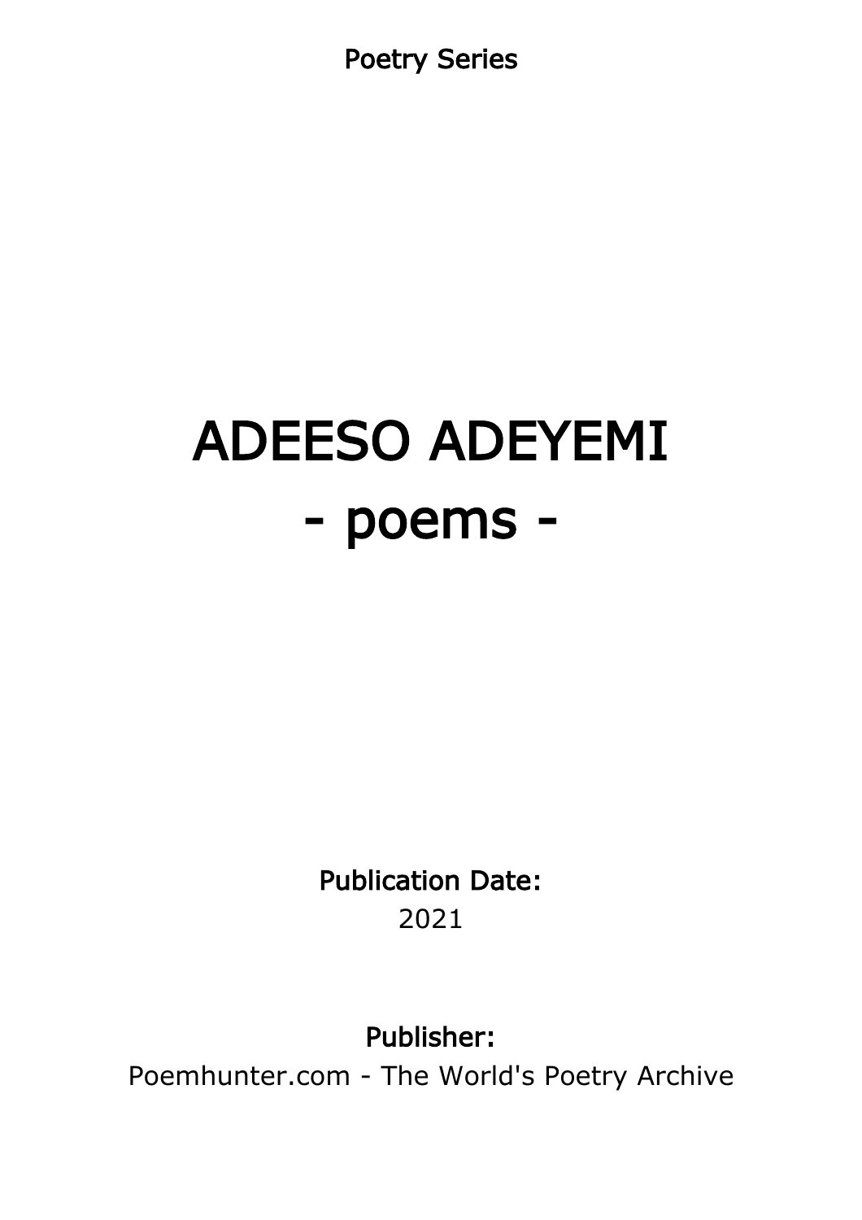Poetry Series

# ADEESO ADEYEMI
# - poems -

**Publication Date:**
2021

**Publisher:**
Poemhunter.com - The World's Poetry Archive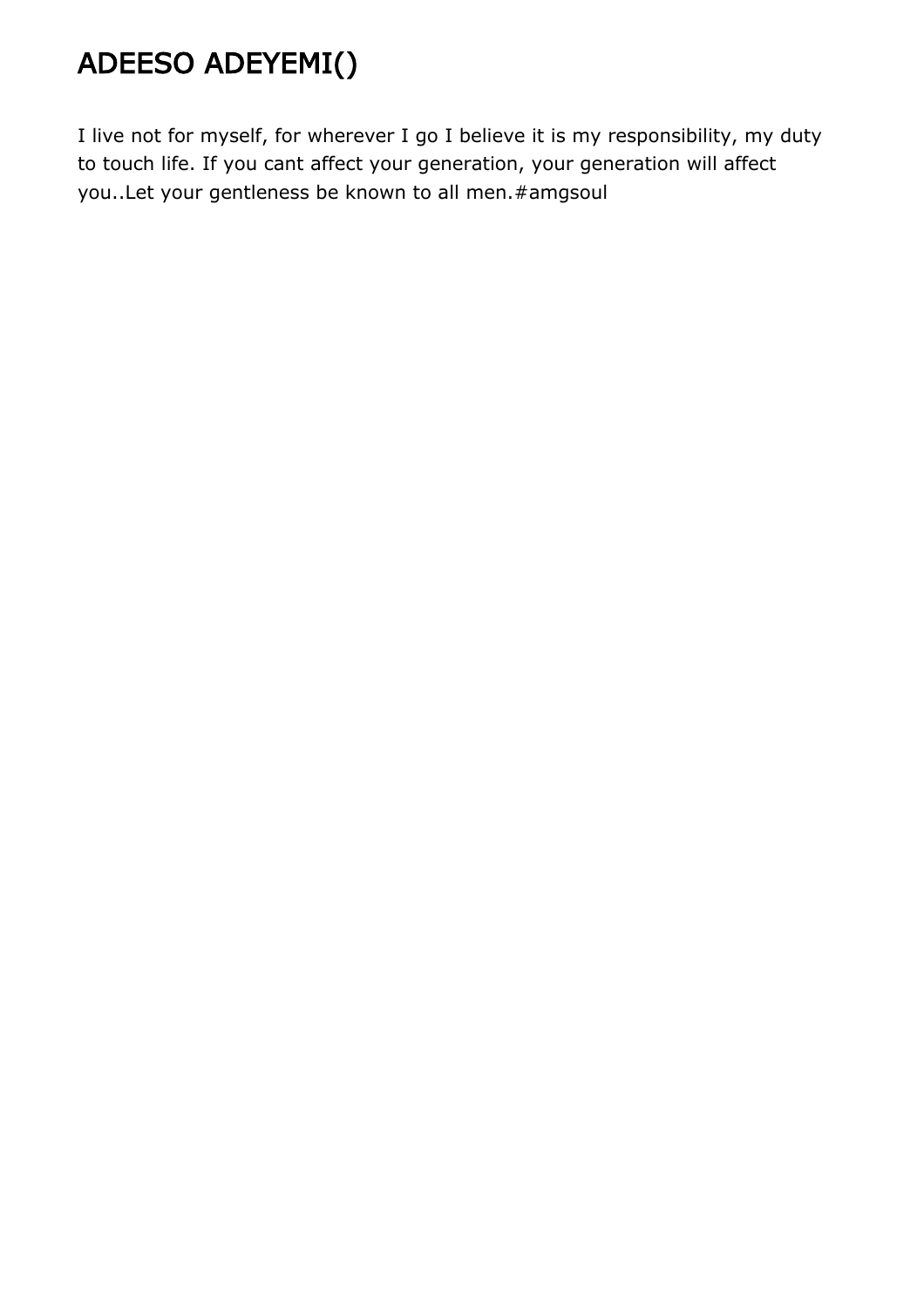# ADEESO ADEYEMI()

I live not for myself, for wherever I go I believe it is my responsibility, my duty to touch life. If you cant affect your generation, your generation will affect you..Let your gentleness be known to all men.#amgsoul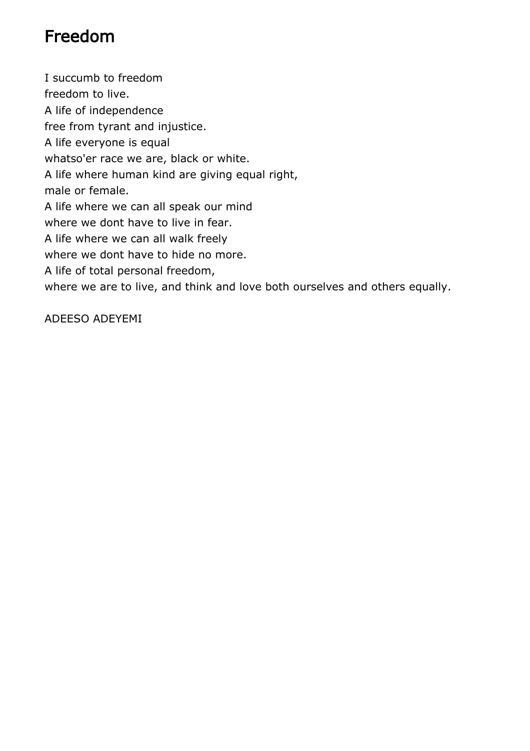# Freedom

I succumb to freedom
freedom to live.
A life of independence
free from tyrant and injustice.
A life everyone is equal
whatso'er race we are, black or white.
A life where human kind are giving equal right,
male or female.
A life where we can all speak our mind
where we dont have to live in fear.
A life where we can all walk freely
where we dont have to hide no more.
A life of total personal freedom,
where we are to live, and think and love both ourselves and others equally.

ADEESO ADEYEMI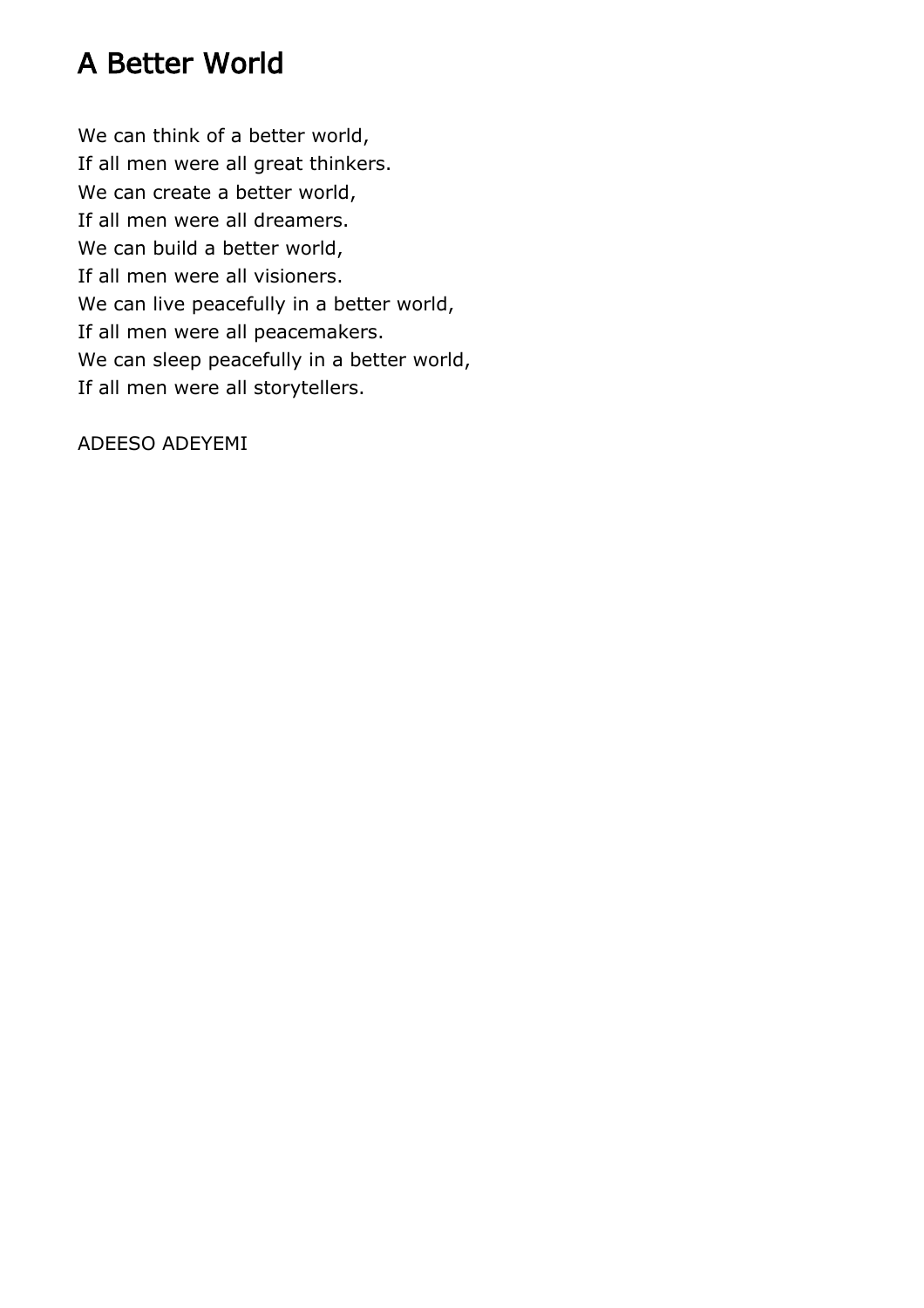# A Better World

We can think of a better world,
If all men were all great thinkers.
We can create a better world,
If all men were all dreamers.
We can build a better world,
If all men were all visioners.
We can live peacefully in a better world,
If all men were all peacemakers.
We can sleep peacefully in a better world,
If all men were all storytellers.

ADEESO ADEYEMI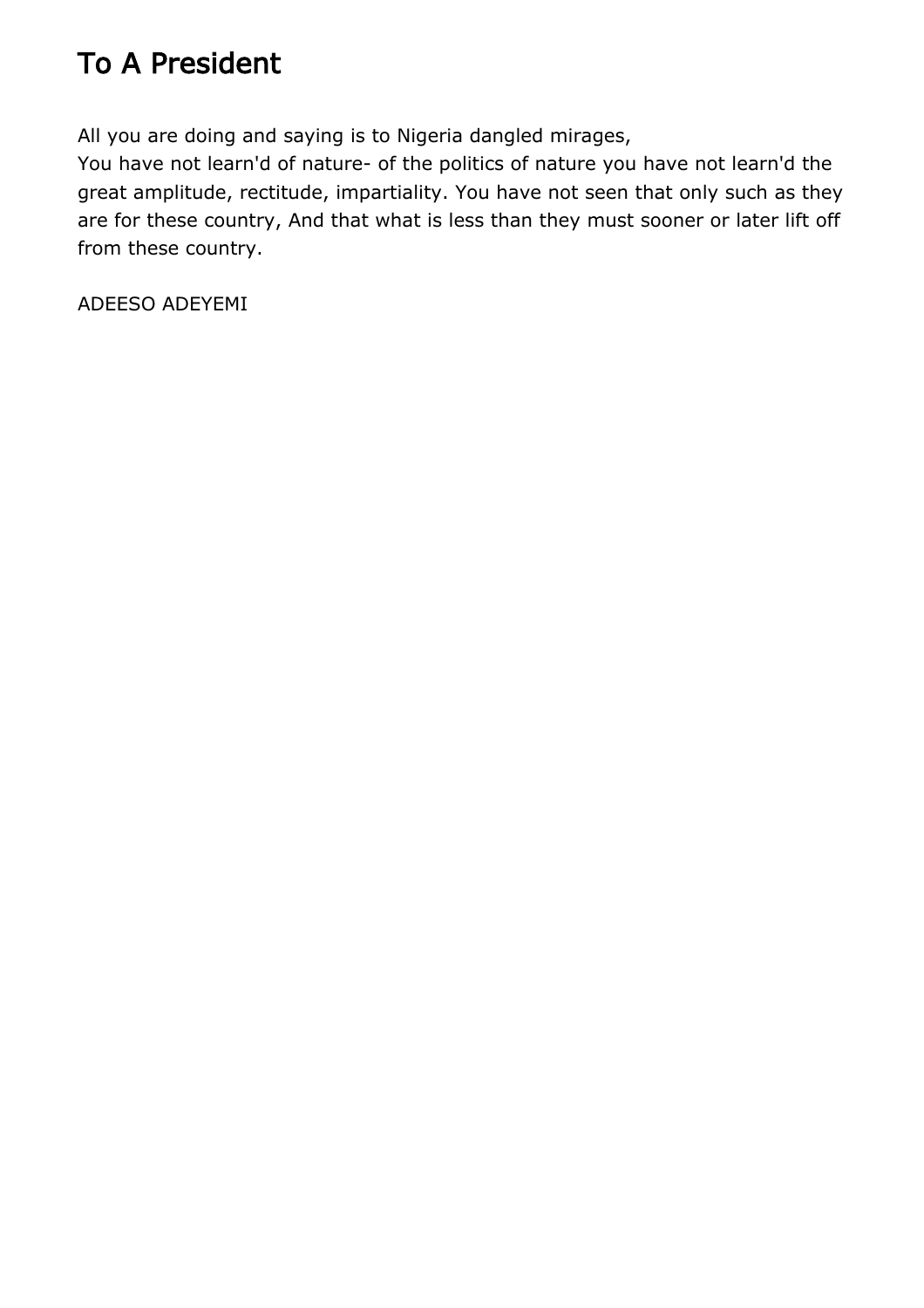# To A President

All you are doing and saying is to Nigeria dangled mirages,
You have not learn'd of nature- of the politics of nature you have not learn'd the great amplitude, rectitude, impartiality. You have not seen that only such as they are for these country, And that what is less than they must sooner or later lift off from these country.

ADEESO ADEYEMI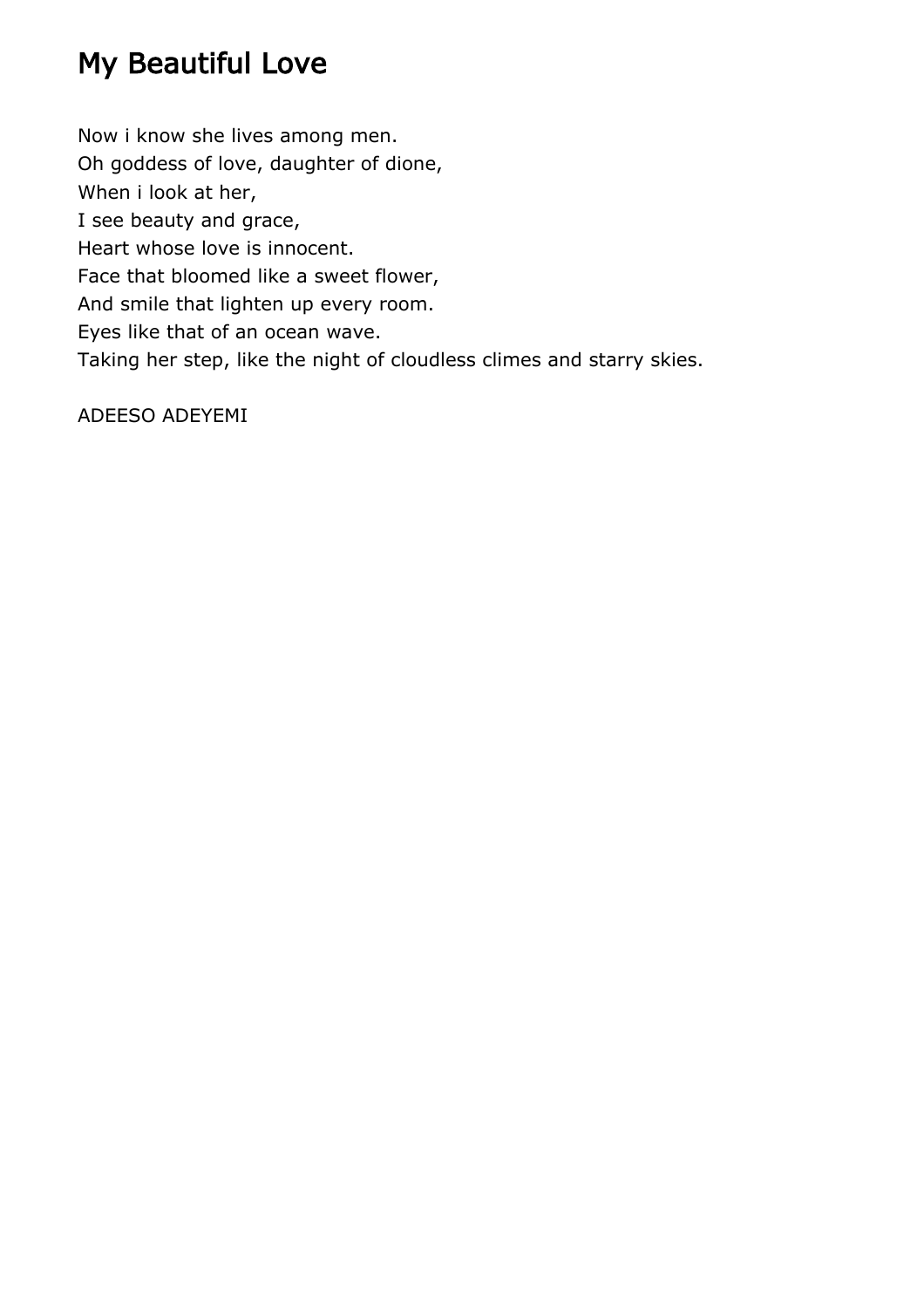# My Beautiful Love

Now i know she lives among men.  
Oh goddess of love, daughter of dione,  
When i look at her,  
I see beauty and grace,  
Heart whose love is innocent.  
Face that bloomed like a sweet flower,  
And smile that lighten up every room.  
Eyes like that of an ocean wave.  
Taking her step, like the night of cloudless climes and starry skies.

ADEESO ADEYEMI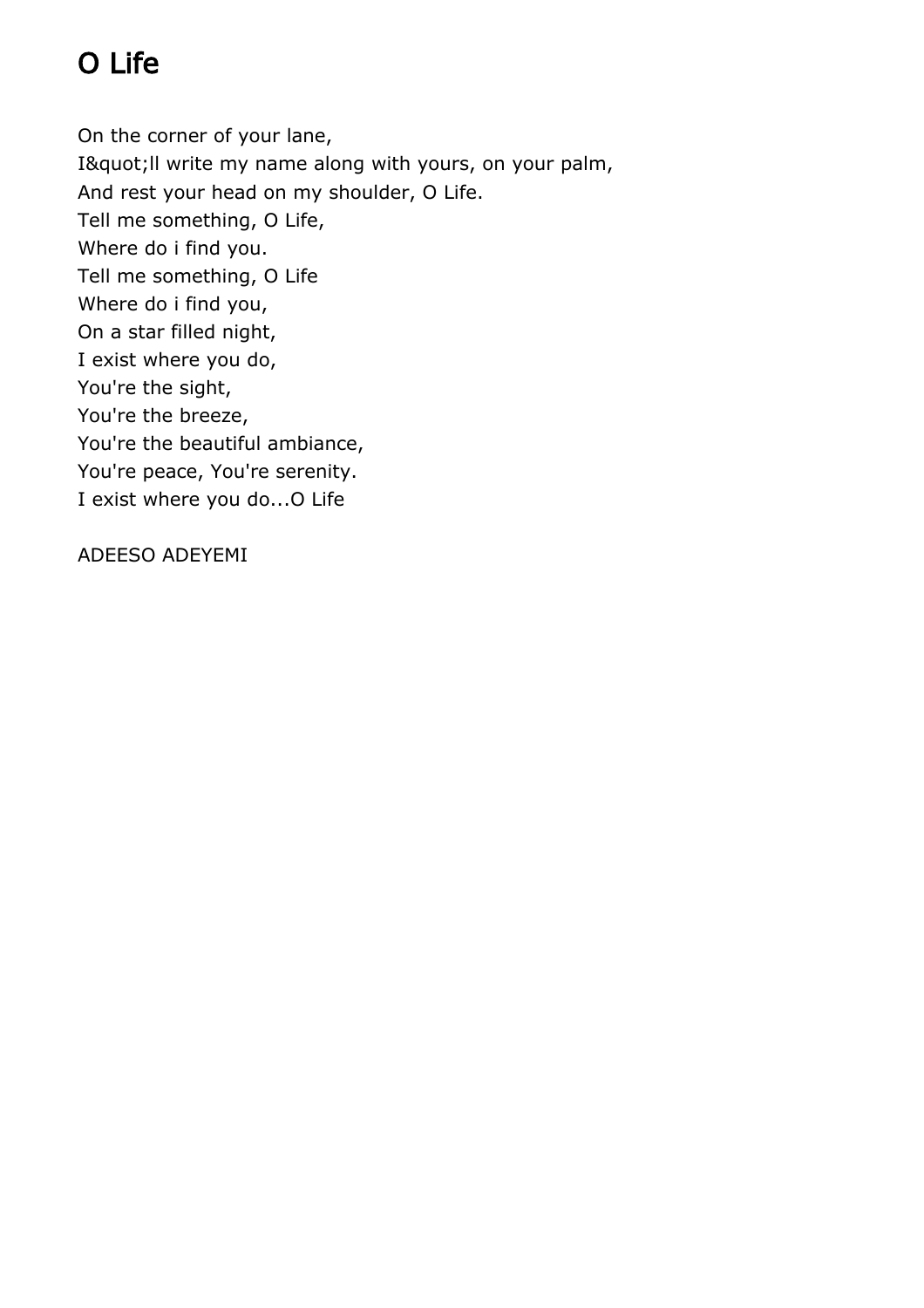# O Life

On the corner of your lane,  
I&quot;ll write my name along with yours, on your palm,  
And rest your head on my shoulder, O Life.  
Tell me something, O Life,  
Where do i find you.  
Tell me something, O Life  
Where do i find you,  
On a star filled night,  
I exist where you do,  
You're the sight,  
You're the breeze,  
You're the beautiful ambiance,  
You're peace, You're serenity.  
I exist where you do...O Life

ADEESO ADEYEMI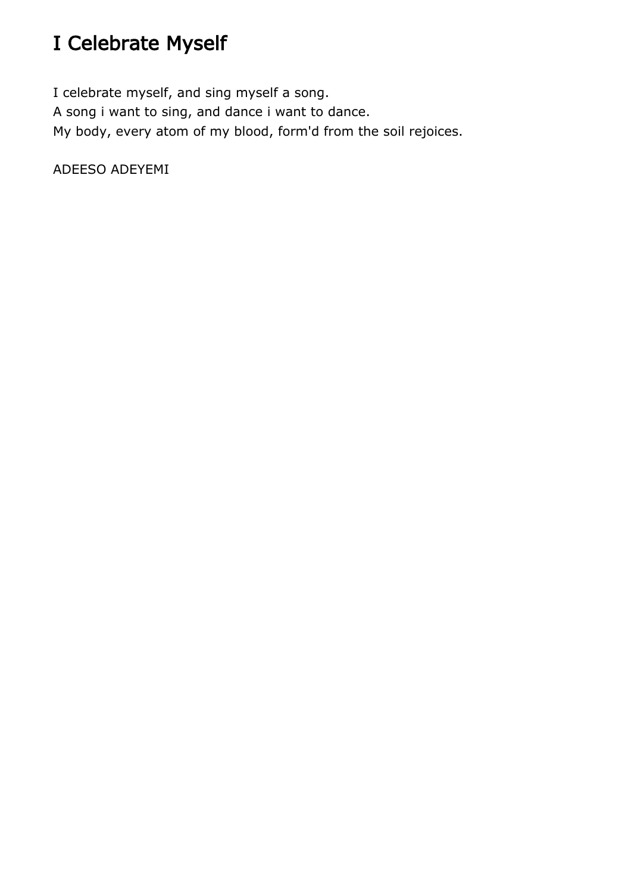# I Celebrate Myself

I celebrate myself, and sing myself a song.
A song i want to sing, and dance i want to dance.
My body, every atom of my blood, form'd from the soil rejoices.

ADEESO ADEYEMI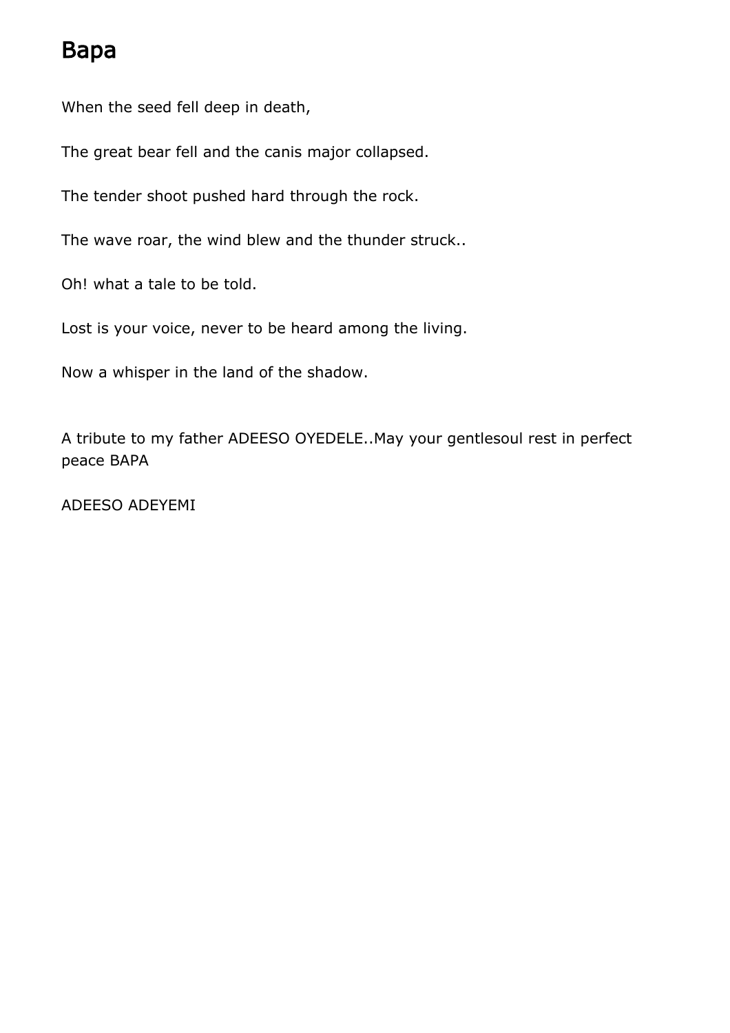# Bapa

When the seed fell deep in death,

The great bear fell and the canis major collapsed.

The tender shoot pushed hard through the rock.

The wave roar, the wind blew and the thunder struck..

Oh! what a tale to be told.

Lost is your voice, never to be heard among the living.

Now a whisper in the land of the shadow.

A tribute to my father ADEESO OYEDELE..May your gentlesoul rest in perfect peace BAPA

ADEESO ADEYEMI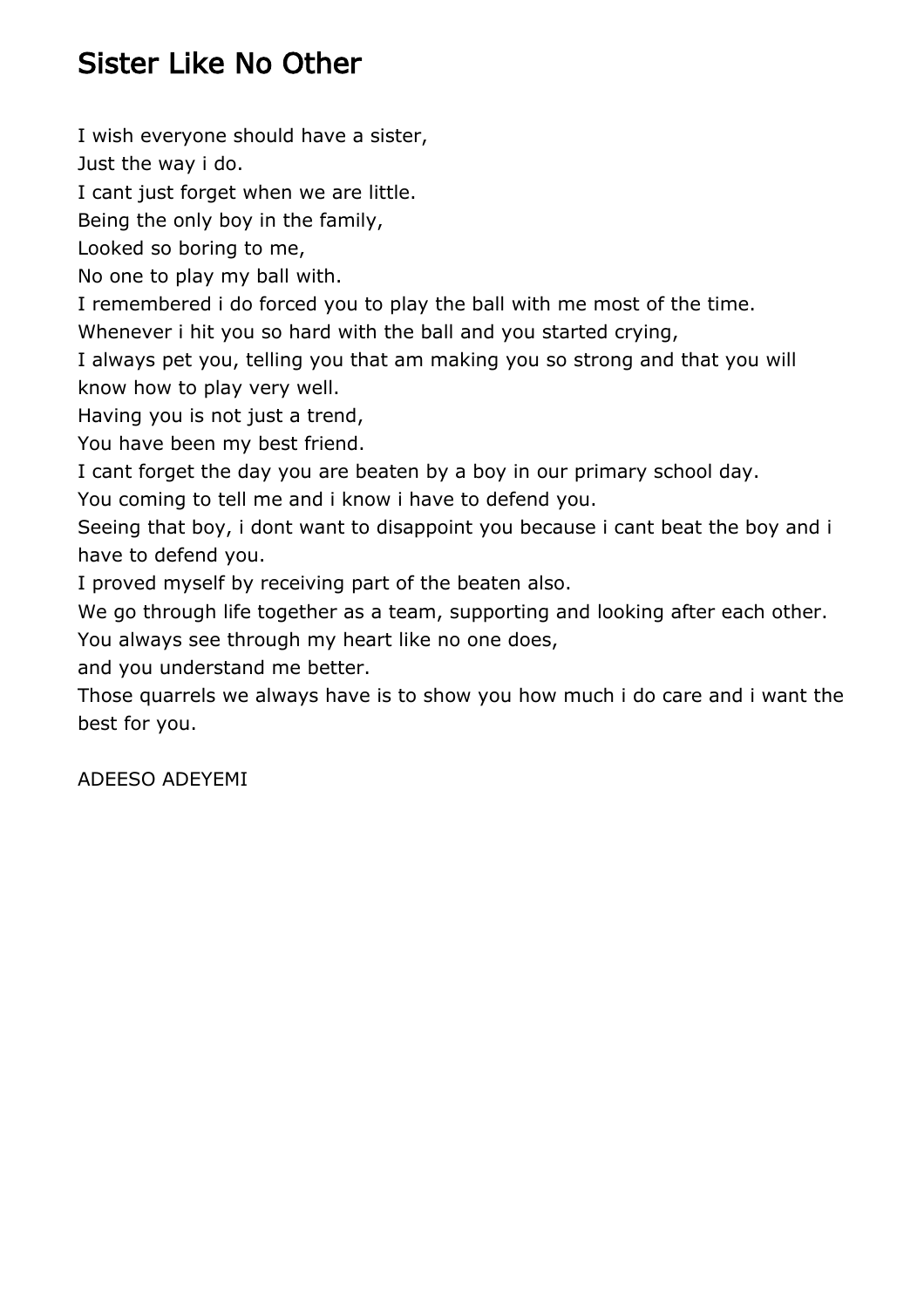# Sister Like No Other

I wish everyone should have a sister,  
Just the way i do.  
I cant just forget when we are little.  
Being the only boy in the family,  
Looked so boring to me,  
No one to play my ball with.  
I remembered i do forced you to play the ball with me most of the time.  
Whenever i hit you so hard with the ball and you started crying,  
I always pet you, telling you that am making you so strong and that you will know how to play very well.  
Having you is not just a trend,  
You have been my best friend.  
I cant forget the day you are beaten by a boy in our primary school day.  
You coming to tell me and i know i have to defend you.  
Seeing that boy, i dont want to disappoint you because i cant beat the boy and i have to defend you.  
I proved myself by receiving part of the beaten also.  
We go through life together as a team, supporting and looking after each other.  
You always see through my heart like no one does,  
and you understand me better.  
Those quarrels we always have is to show you how much i do care and i want the best for you.

ADEESO ADEYEMI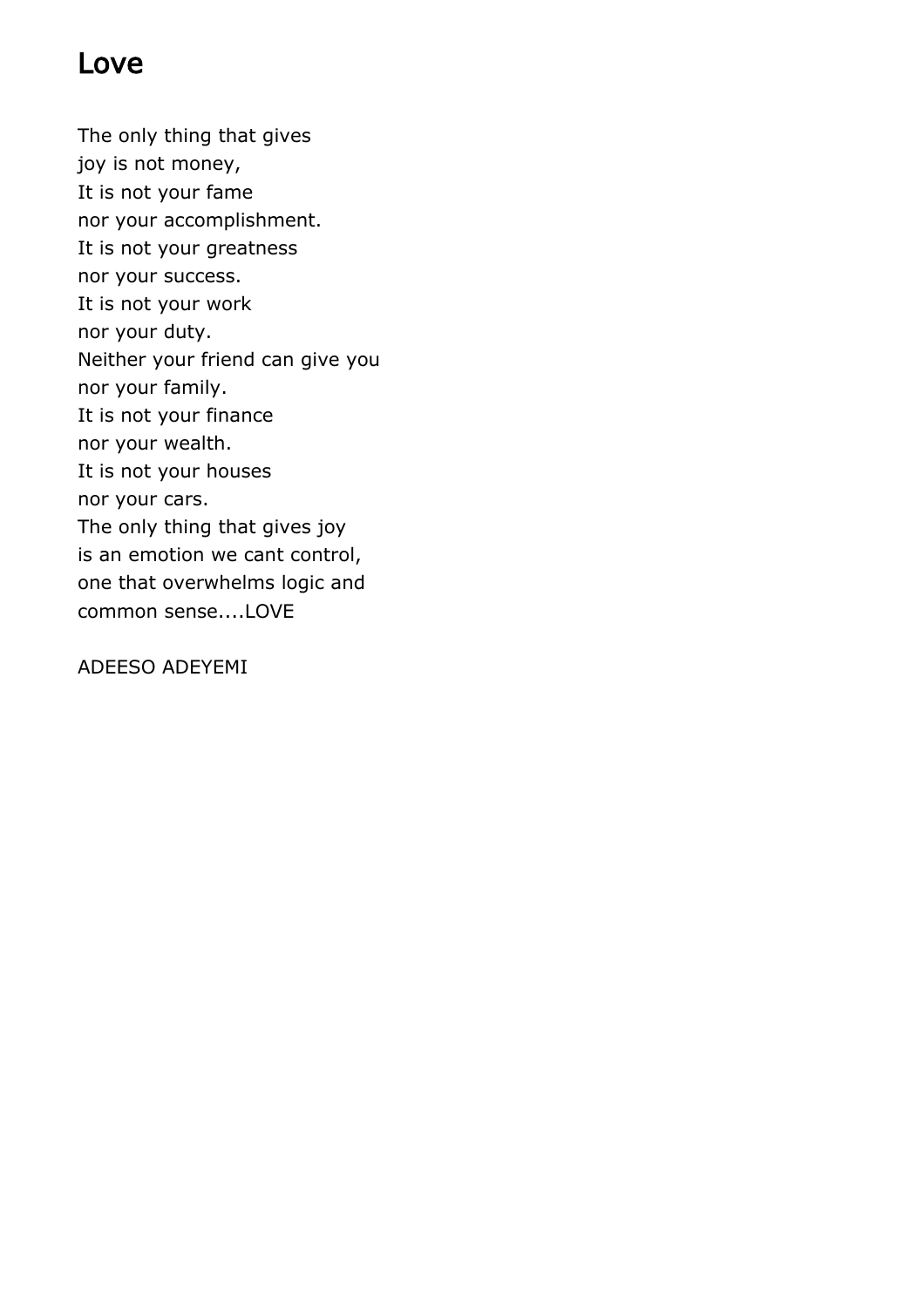# Love

The only thing that gives  
joy is not money,  
It is not your fame  
nor your accomplishment.  
It is not your greatness  
nor your success.  
It is not your work  
nor your duty.  
Neither your friend can give you  
nor your family.  
It is not your finance  
nor your wealth.  
It is not your houses  
nor your cars.  
The only thing that gives joy  
is an emotion we cant control,  
one that overwhelms logic and  
common sense....LOVE

ADEESO ADEYEMI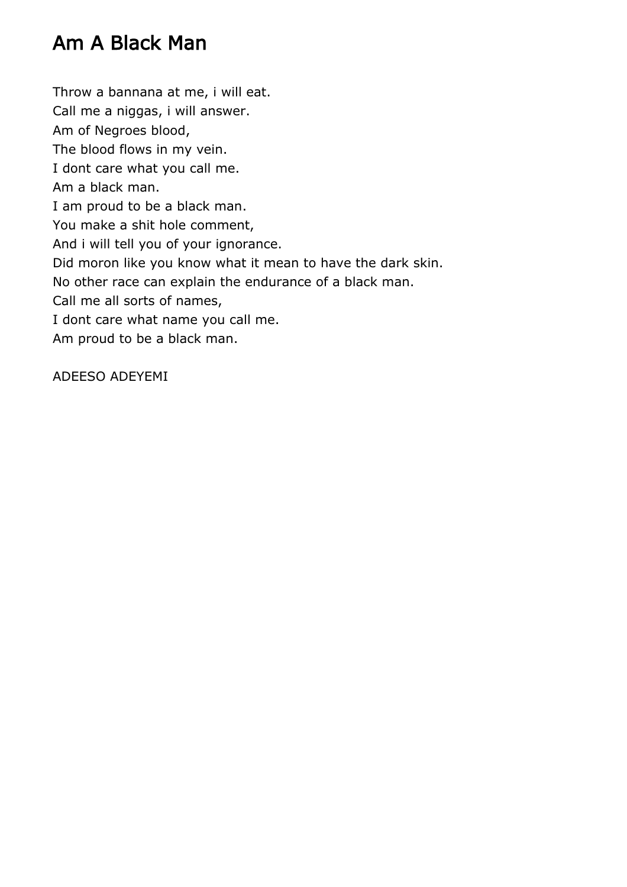# Am A Black Man

Throw a bannana at me, i will eat.  
Call me a niggas, i will answer.  
Am of Negroes blood,  
The blood flows in my vein.  
I dont care what you call me.  
Am a black man.  
I am proud to be a black man.  
You make a shit hole comment,  
And i will tell you of your ignorance.  
Did moron like you know what it mean to have the dark skin.  
No other race can explain the endurance of a black man.  
Call me all sorts of names,  
I dont care what name you call me.  
Am proud to be a black man.

ADEESO ADEYEMI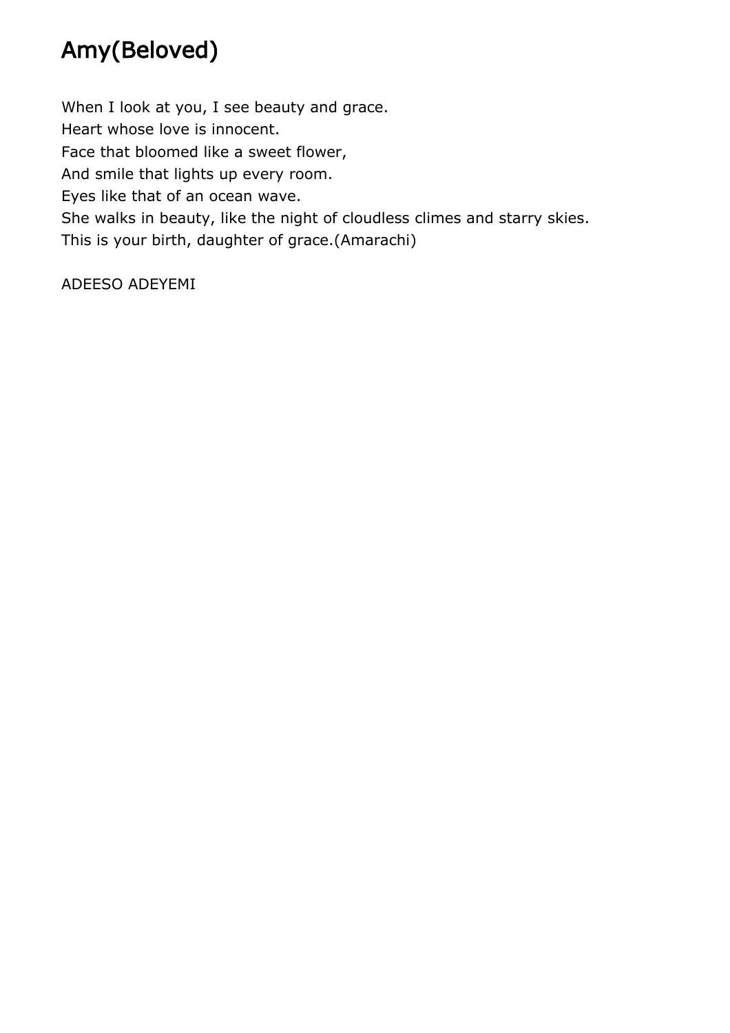# Amy(Beloved)

When I look at you, I see beauty and grace.  
Heart whose love is innocent.  
Face that bloomed like a sweet flower,  
And smile that lights up every room.  
Eyes like that of an ocean wave.  
She walks in beauty, like the night of cloudless climes and starry skies.  
This is your birth, daughter of grace.(Amarachi)

ADEESO ADEYEMI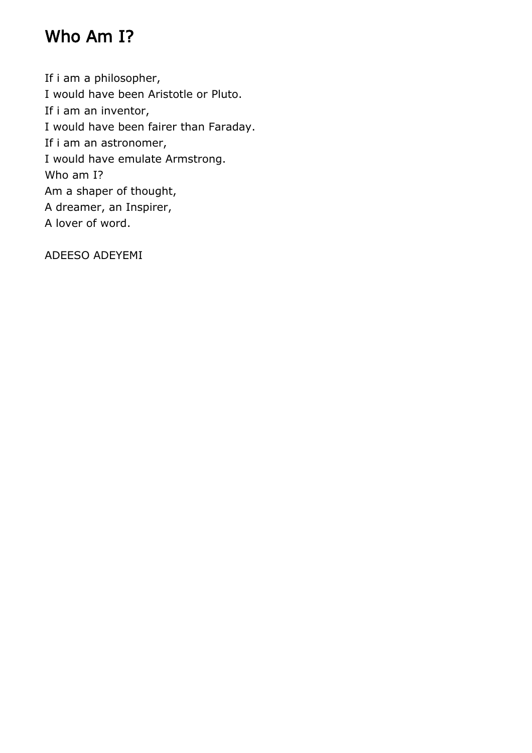# Who Am I?

If i am a philosopher,  
I would have been Aristotle or Pluto.  
If i am an inventor,  
I would have been fairer than Faraday.  
If i am an astronomer,  
I would have emulate Armstrong.  
Who am I?  
Am a shaper of thought,  
A dreamer, an Inspirer,  
A lover of word.

ADEESO ADEYEMI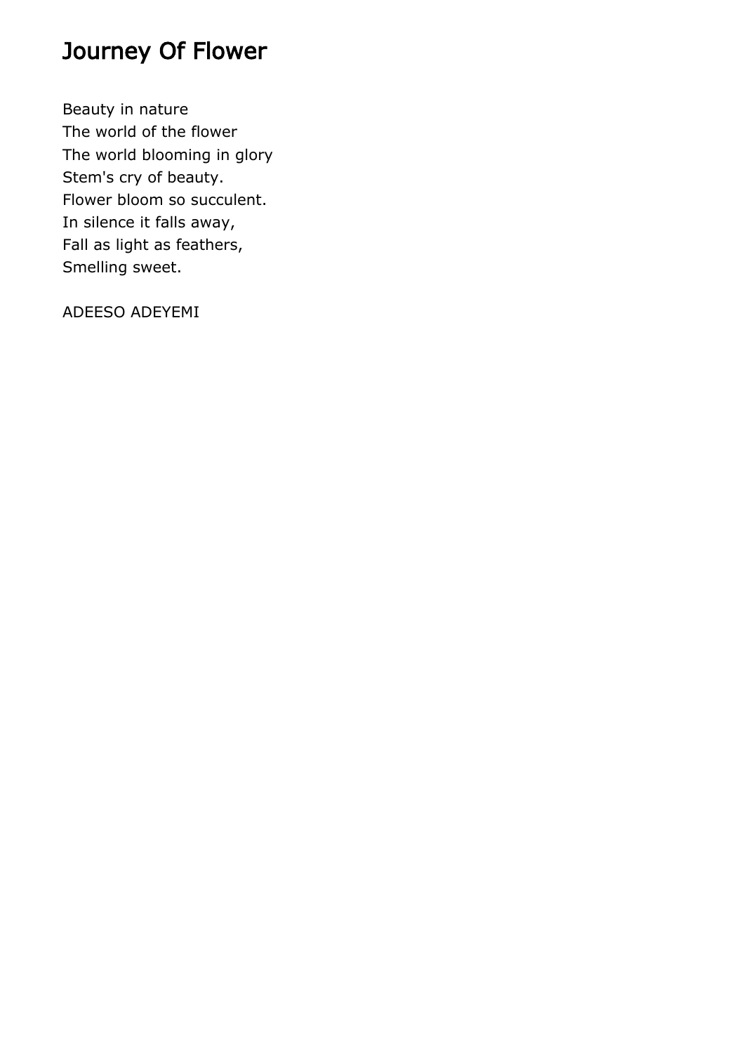# Journey Of Flower

Beauty in nature  
The world of the flower  
The world blooming in glory  
Stem's cry of beauty.  
Flower bloom so succulent.  
In silence it falls away,  
Fall as light as feathers,  
Smelling sweet.

ADEESO ADEYEMI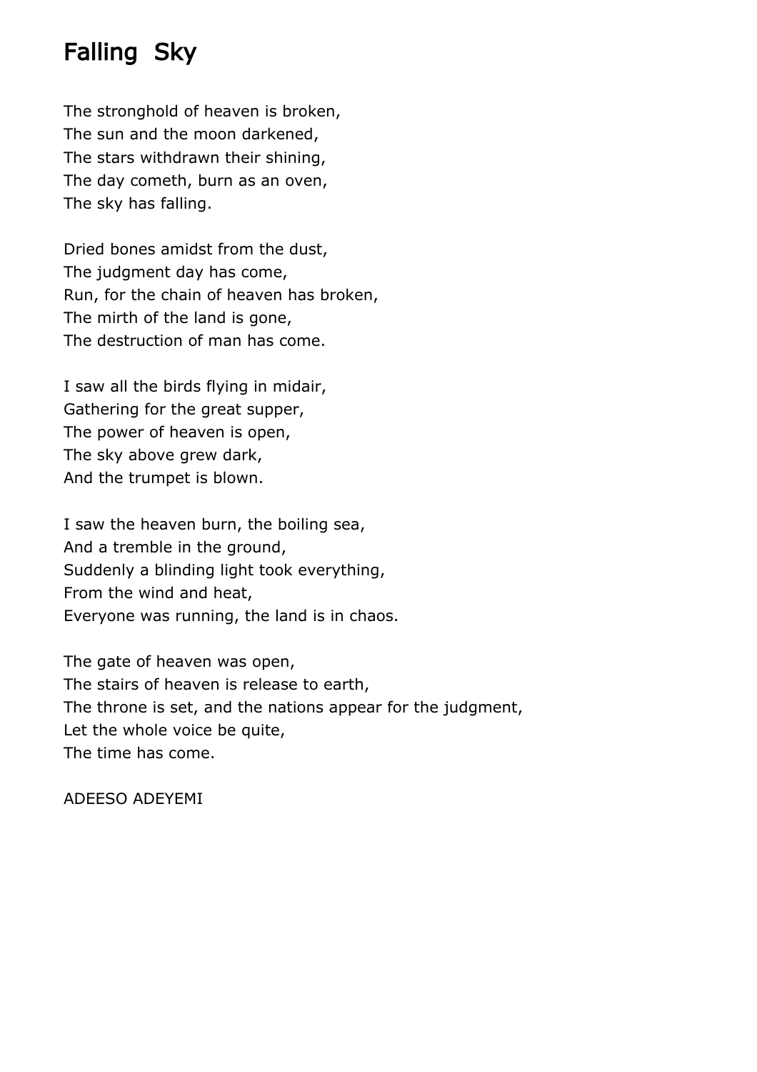# Falling Sky

The stronghold of heaven is broken,
The sun and the moon darkened,
The stars withdrawn their shining,
The day cometh, burn as an oven,
The sky has falling.

Dried bones amidst from the dust,
The judgment day has come,
Run, for the chain of heaven has broken,
The mirth of the land is gone,
The destruction of man has come.

I saw all the birds flying in midair,
Gathering for the great supper,
The power of heaven is open,
The sky above grew dark,
And the trumpet is blown.

I saw the heaven burn, the boiling sea,
And a tremble in the ground,
Suddenly a blinding light took everything,
From the wind and heat,
Everyone was running, the land is in chaos.

The gate of heaven was open,
The stairs of heaven is release to earth,
The throne is set, and the nations appear for the judgment,
Let the whole voice be quite,
The time has come.

ADEESO ADEYEMI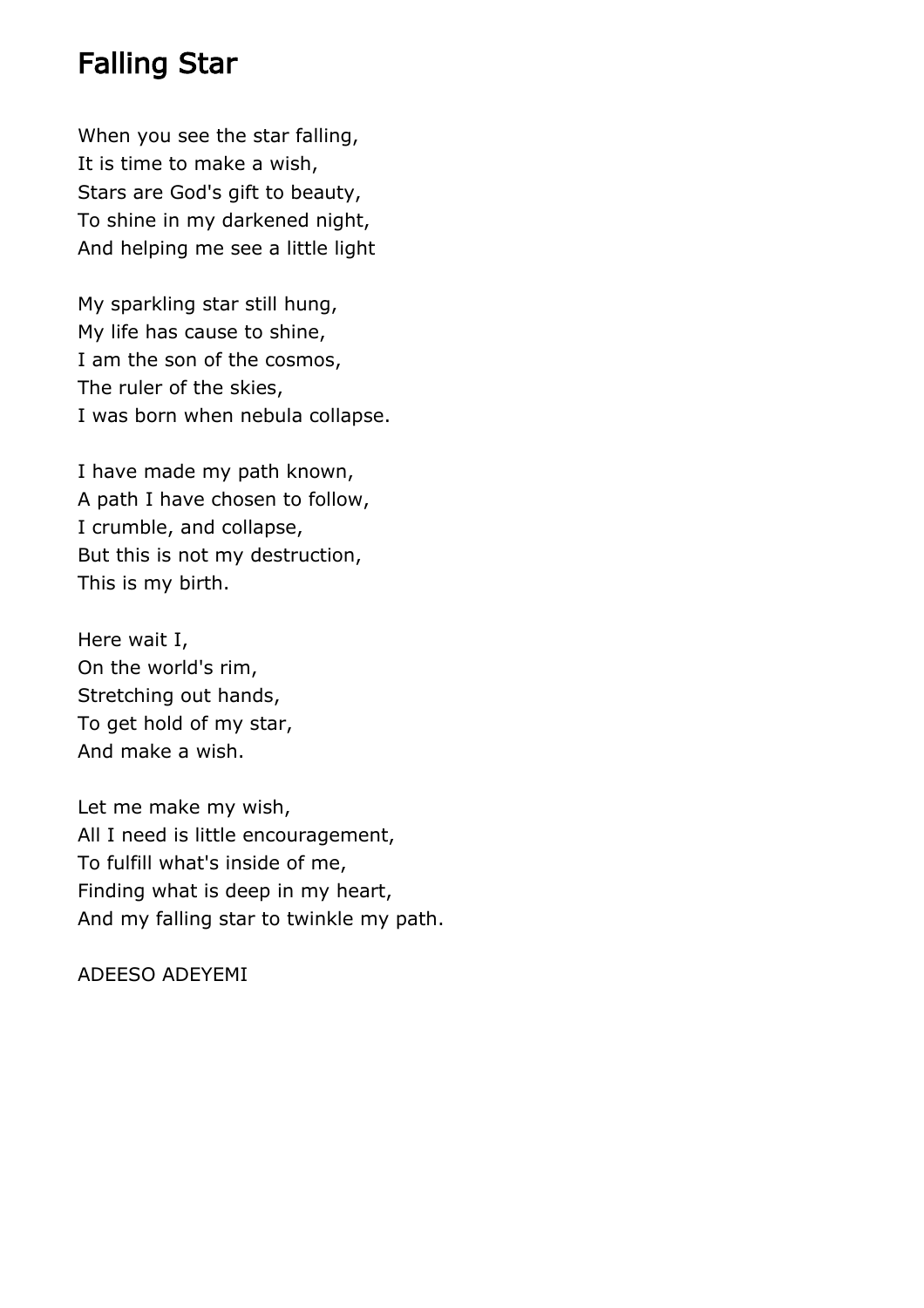# Falling Star

When you see the star falling,  
It is time to make a wish,  
Stars are God's gift to beauty,  
To shine in my darkened night,  
And helping me see a little light

My sparkling star still hung,  
My life has cause to shine,  
I am the son of the cosmos,  
The ruler of the skies,  
I was born when nebula collapse.

I have made my path known,  
A path I have chosen to follow,  
I crumble, and collapse,  
But this is not my destruction,  
This is my birth.

Here wait I,  
On the world's rim,  
Stretching out hands,  
To get hold of my star,  
And make a wish.

Let me make my wish,  
All I need is little encouragement,  
To fulfill what's inside of me,  
Finding what is deep in my heart,  
And my falling star to twinkle my path.

ADEESO ADEYEMI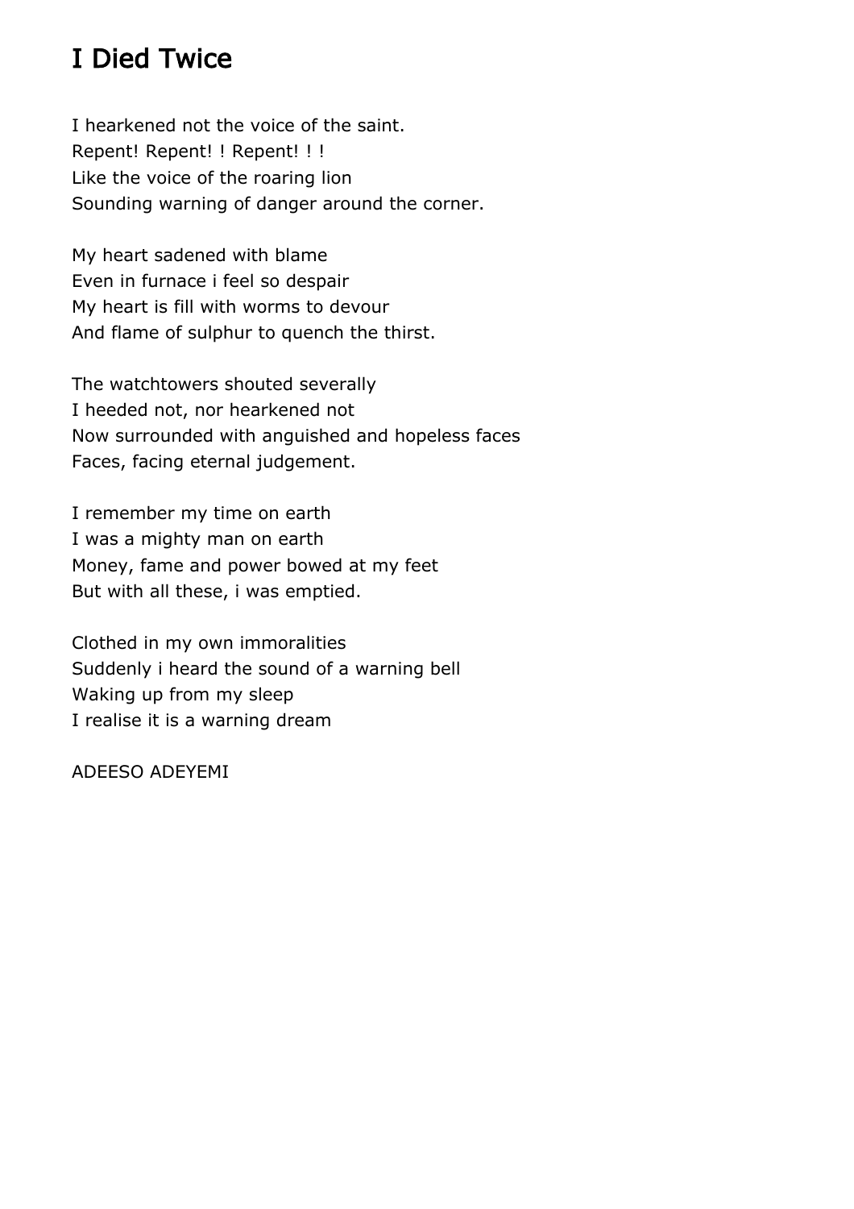# I Died Twice

I hearkened not the voice of the saint.  
Repent! Repent! ! Repent! ! !  
Like the voice of the roaring lion  
Sounding warning of danger around the corner.

My heart sadened with blame  
Even in furnace i feel so despair  
My heart is fill with worms to devour  
And flame of sulphur to quench the thirst.

The watchtowers shouted severally  
I heeded not, nor hearkened not  
Now surrounded with anguished and hopeless faces  
Faces, facing eternal judgement.

I remember my time on earth  
I was a mighty man on earth  
Money, fame and power bowed at my feet  
But with all these, i was emptied.

Clothed in my own immoralities  
Suddenly i heard the sound of a warning bell  
Waking up from my sleep  
I realise it is a warning dream

ADEESO ADEYEMI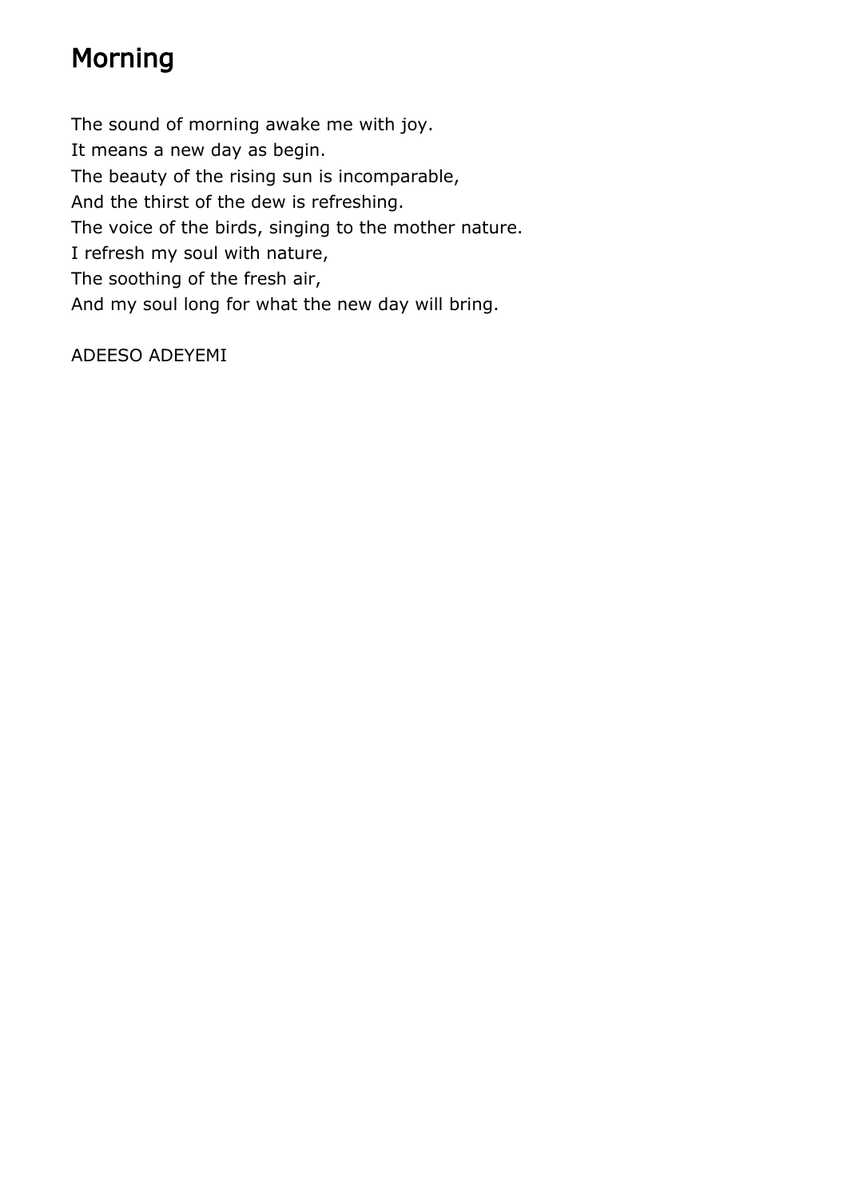# Morning

The sound of morning awake me with joy.
It means a new day as begin.
The beauty of the rising sun is incomparable,
And the thirst of the dew is refreshing.
The voice of the birds, singing to the mother nature.
I refresh my soul with nature,
The soothing of the fresh air,
And my soul long for what the new day will bring.

ADEESO ADEYEMI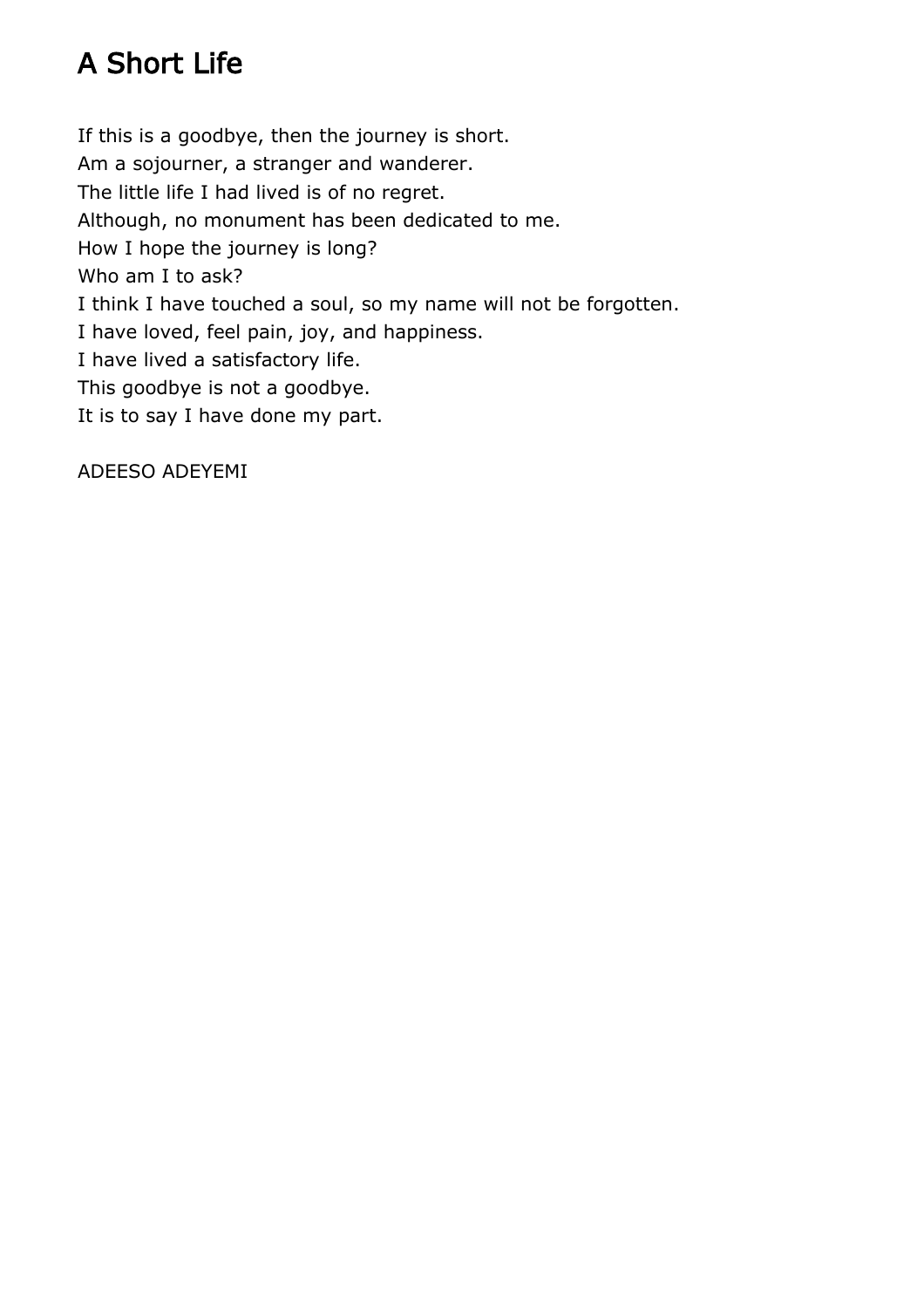# A Short Life

If this is a goodbye, then the journey is short.
Am a sojourner, a stranger and wanderer.
The little life I had lived is of no regret.
Although, no monument has been dedicated to me.
How I hope the journey is long?
Who am I to ask?
I think I have touched a soul, so my name will not be forgotten.
I have loved, feel pain, joy, and happiness.
I have lived a satisfactory life.
This goodbye is not a goodbye.
It is to say I have done my part.

ADEESO ADEYEMI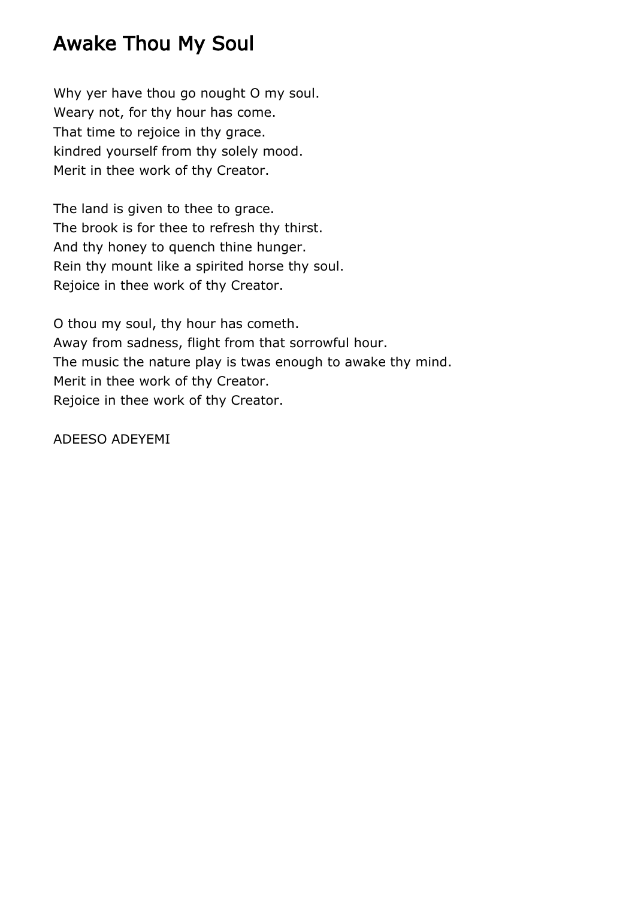# Awake Thou My Soul

Why yer have thou go nought O my soul.  
Weary not, for thy hour has come.  
That time to rejoice in thy grace.  
kindred yourself from thy solely mood.  
Merit in thee work of thy Creator.

The land is given to thee to grace.  
The brook is for thee to refresh thy thirst.  
And thy honey to quench thine hunger.  
Rein thy mount like a spirited horse thy soul.  
Rejoice in thee work of thy Creator.

O thou my soul, thy hour has cometh.  
Away from sadness, flight from that sorrowful hour.  
The music the nature play is twas enough to awake thy mind.  
Merit in thee work of thy Creator.  
Rejoice in thee work of thy Creator.

ADEESO ADEYEMI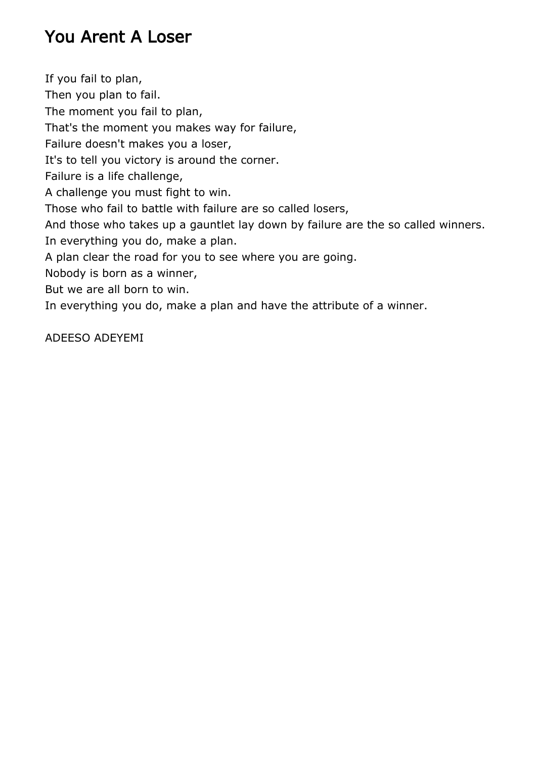# You Arent A Loser

If you fail to plan,  
Then you plan to fail.  
The moment you fail to plan,  
That's the moment you makes way for failure,  
Failure doesn't makes you a loser,  
It's to tell you victory is around the corner.  
Failure is a life challenge,  
A challenge you must fight to win.  
Those who fail to battle with failure are so called losers,  
And those who takes up a gauntlet lay down by failure are the so called winners.  
In everything you do, make a plan.  
A plan clear the road for you to see where you are going.  
Nobody is born as a winner,  
But we are all born to win.  
In everything you do, make a plan and have the attribute of a winner.

ADEESO ADEYEMI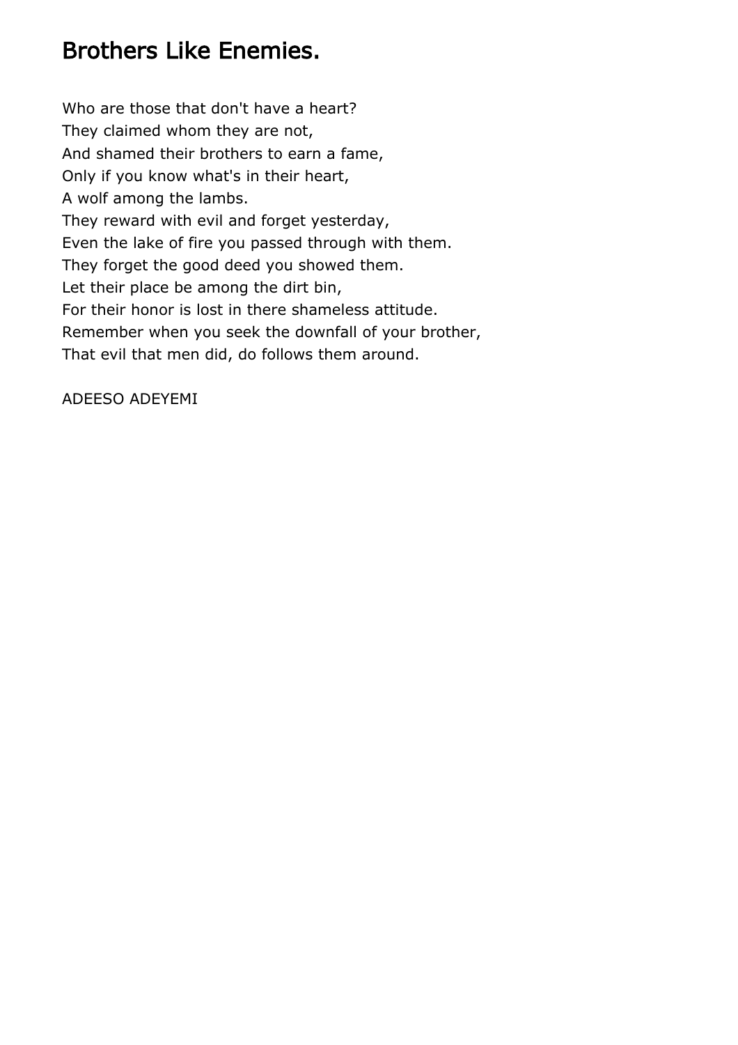# Brothers Like Enemies.

Who are those that don't have a heart?
They claimed whom they are not,
And shamed their brothers to earn a fame,
Only if you know what's in their heart,
A wolf among the lambs.
They reward with evil and forget yesterday,
Even the lake of fire you passed through with them.
They forget the good deed you showed them.
Let their place be among the dirt bin,
For their honor is lost in there shameless attitude.
Remember when you seek the downfall of your brother,
That evil that men did, do follows them around.

ADEESO ADEYEMI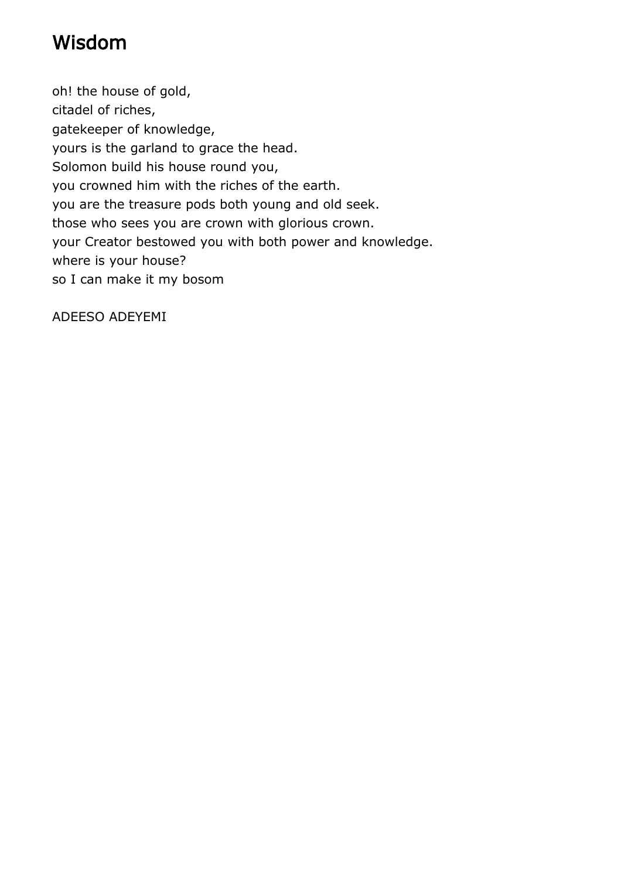# Wisdom

oh! the house of gold,  
citadel of riches,  
gatekeeper of knowledge,  
yours is the garland to grace the head.  
Solomon build his house round you,  
you crowned him with the riches of the earth.  
you are the treasure pods both young and old seek.  
those who sees you are crown with glorious crown.  
your Creator bestowed you with both power and knowledge.  
where is your house?  
so I can make it my bosom

ADEESO ADEYEMI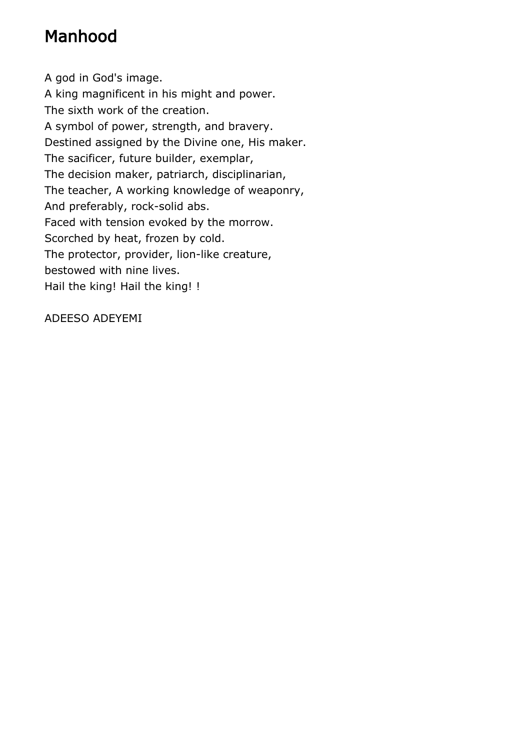# Manhood

A god in God's image.  
A king magnificent in his might and power.  
The sixth work of the creation.  
A symbol of power, strength, and bravery.  
Destined assigned by the Divine one, His maker.  
The sacificer, future builder, exemplar,  
The decision maker, patriarch, disciplinarian,  
The teacher, A working knowledge of weaponry,  
And preferably, rock-solid abs.  
Faced with tension evoked by the morrow.  
Scorched by heat, frozen by cold.  
The protector, provider, lion-like creature,  
bestowed with nine lives.  
Hail the king! Hail the king! !

ADEESO ADEYEMI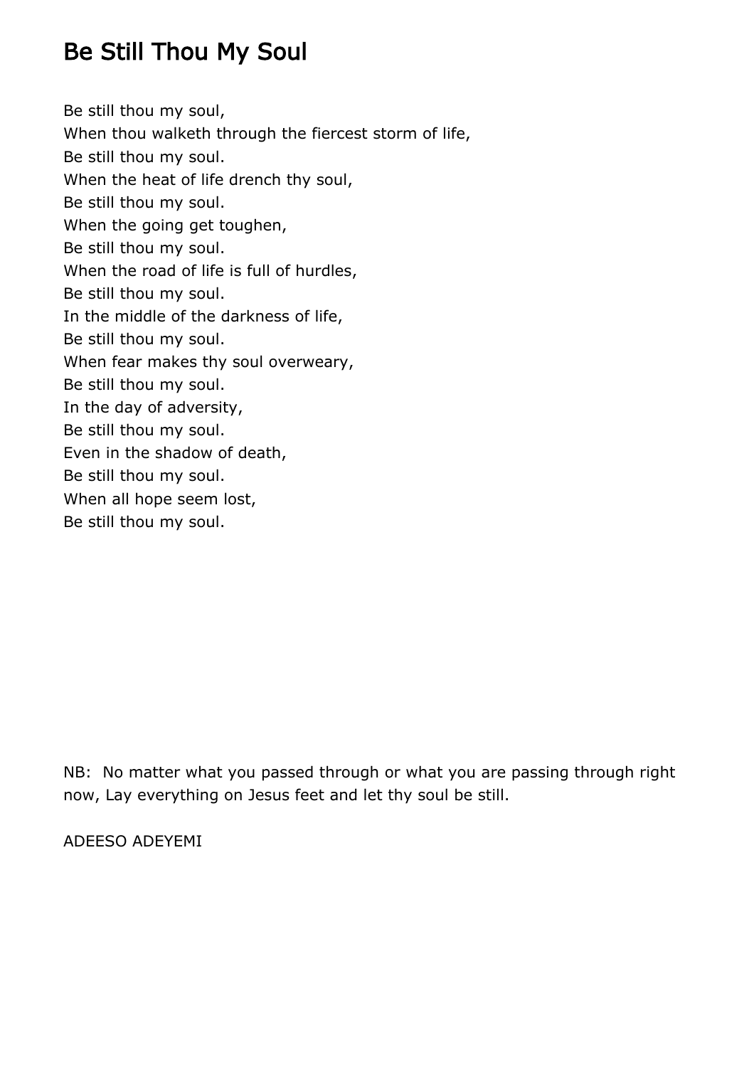# Be Still Thou My Soul

Be still thou my soul,
When thou walketh through the fiercest storm of life,
Be still thou my soul.
When the heat of life drench thy soul,
Be still thou my soul.
When the going get toughen,
Be still thou my soul.
When the road of life is full of hurdles,
Be still thou my soul.
In the middle of the darkness of life,
Be still thou my soul.
When fear makes thy soul overweary,
Be still thou my soul.
In the day of adversity,
Be still thou my soul.
Even in the shadow of death,
Be still thou my soul.
When all hope seem lost,
Be still thou my soul.

NB: No matter what you passed through or what you are passing through right now, Lay everything on Jesus feet and let thy soul be still.

ADEESO ADEYEMI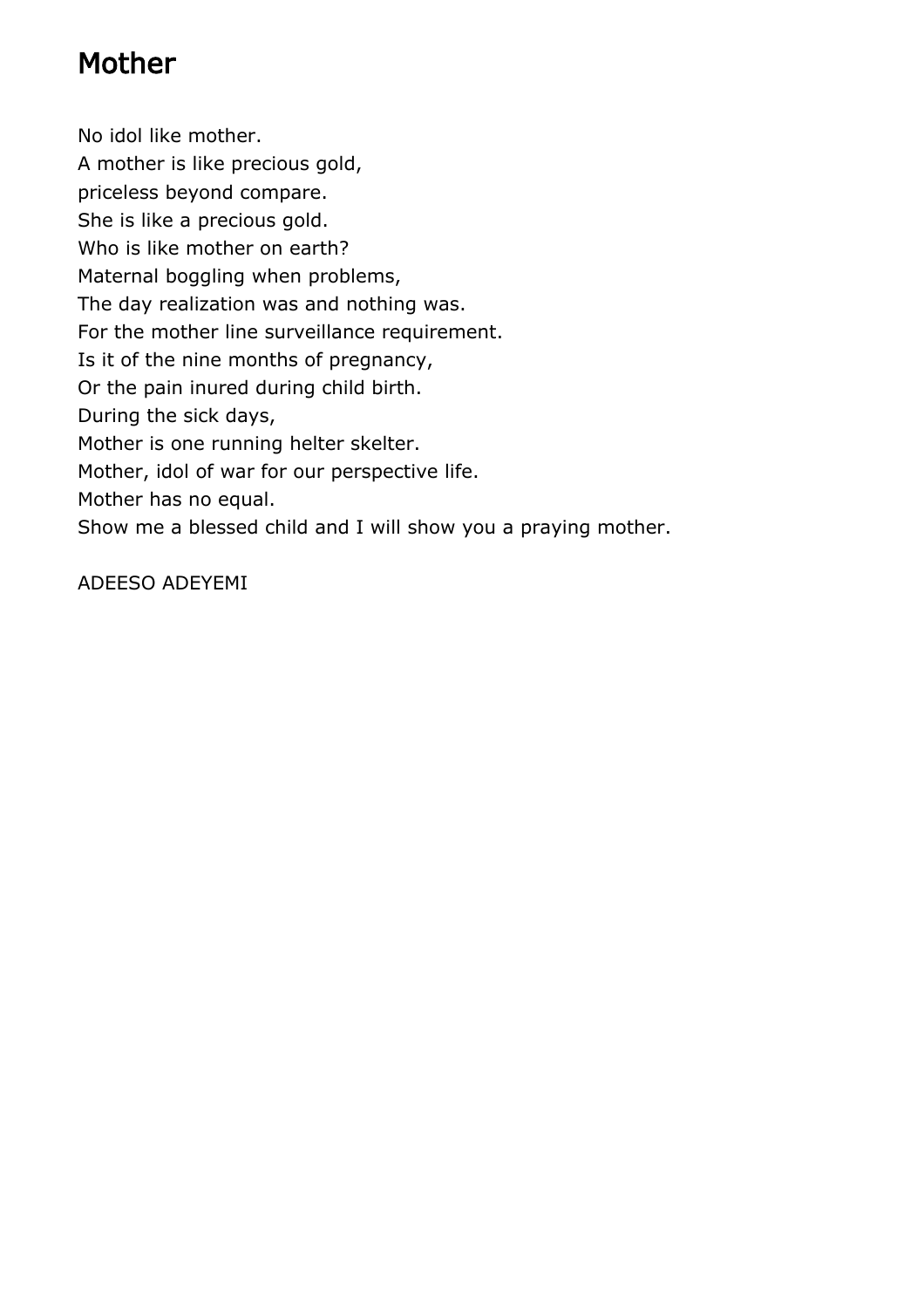# Mother

No idol like mother.  
A mother is like precious gold,  
priceless beyond compare.  
She is like a precious gold.  
Who is like mother on earth?  
Maternal boggling when problems,  
The day realization was and nothing was.  
For the mother line surveillance requirement.  
Is it of the nine months of pregnancy,  
Or the pain inured during child birth.  
During the sick days,  
Mother is one running helter skelter.  
Mother, idol of war for our perspective life.  
Mother has no equal.  
Show me a blessed child and I will show you a praying mother.

ADEESO ADEYEMI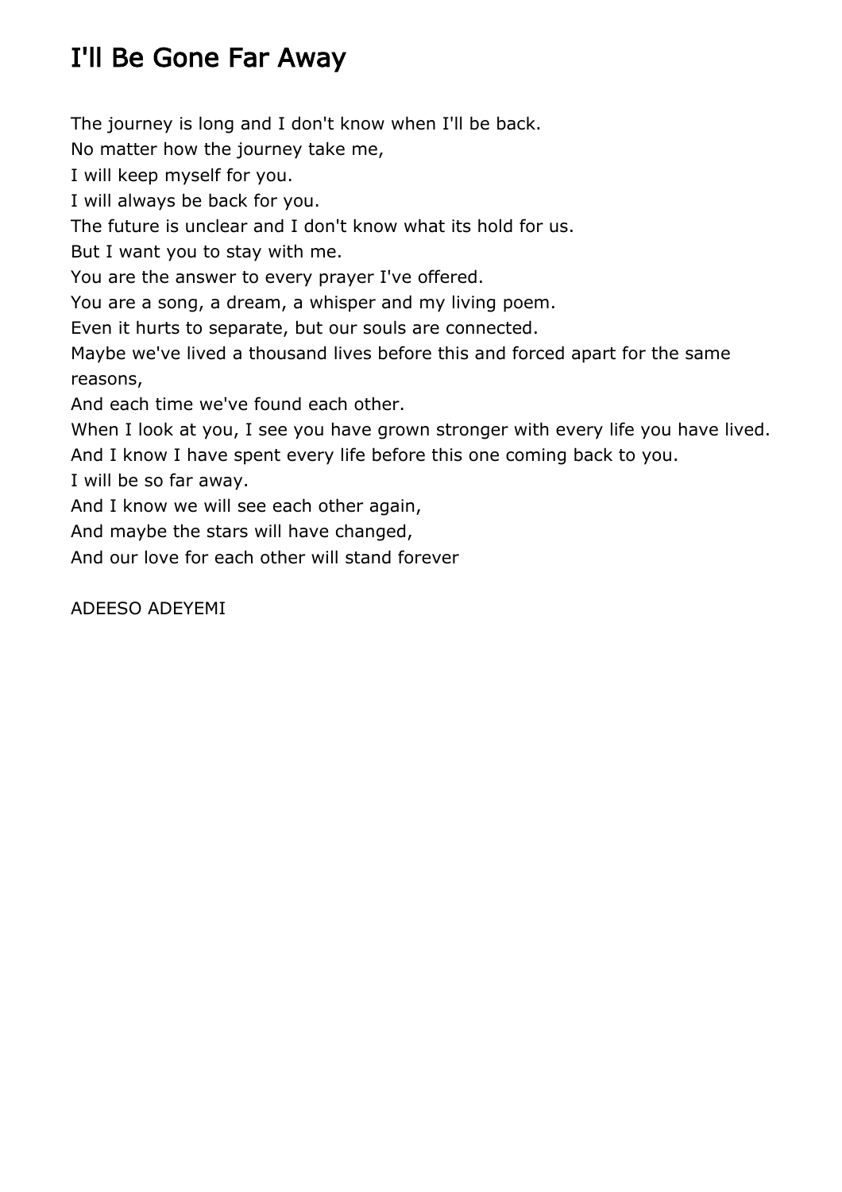# I'll Be Gone Far Away

The journey is long and I don't know when I'll be back.
No matter how the journey take me,
I will keep myself for you.
I will always be back for you.
The future is unclear and I don't know what its hold for us.
But I want you to stay with me.
You are the answer to every prayer I've offered.
You are a song, a dream, a whisper and my living poem.
Even it hurts to separate, but our souls are connected.
Maybe we've lived a thousand lives before this and forced apart for the same reasons,
And each time we've found each other.
When I look at you, I see you have grown stronger with every life you have lived.
And I know I have spent every life before this one coming back to you.
I will be so far away.
And I know we will see each other again,
And maybe the stars will have changed,
And our love for each other will stand forever

ADEESO ADEYEMI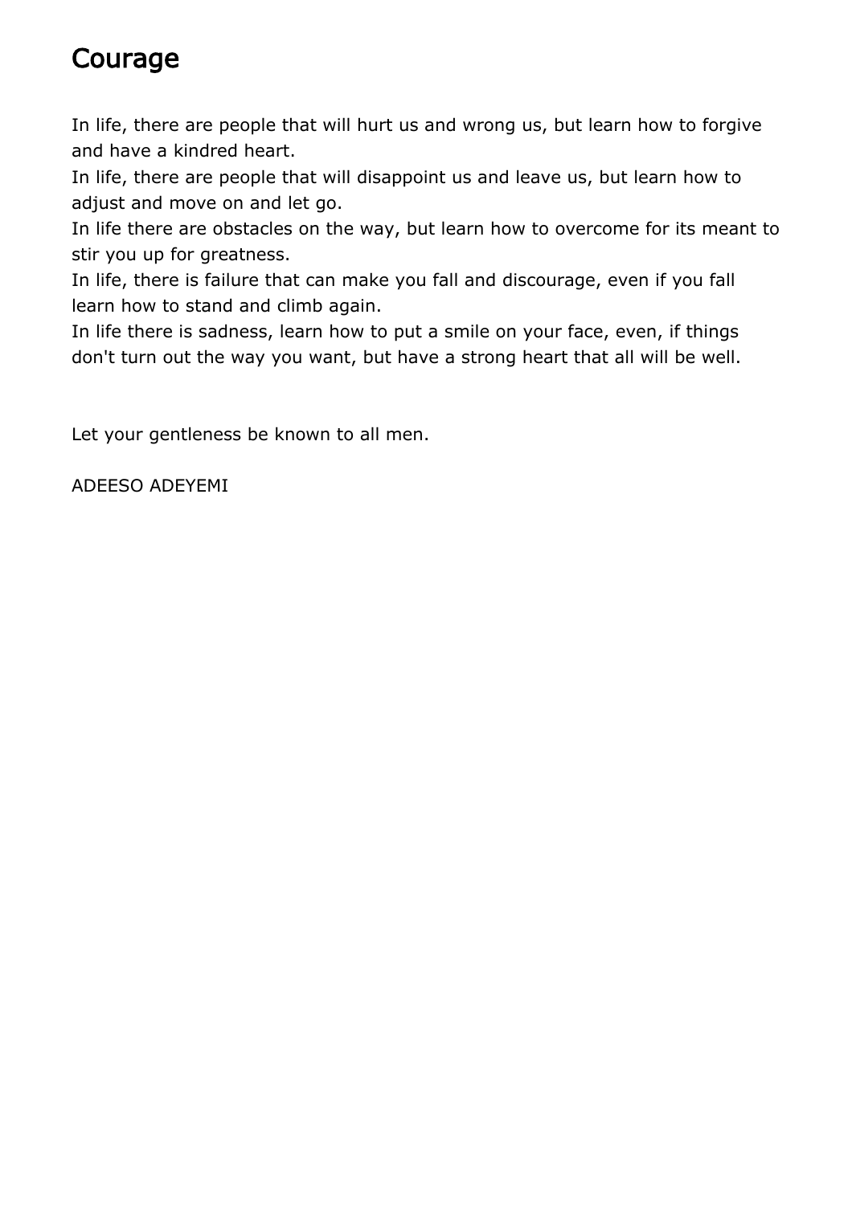# Courage

In life, there are people that will hurt us and wrong us, but learn how to forgive and have a kindred heart.
In life, there are people that will disappoint us and leave us, but learn how to adjust and move on and let go.
In life there are obstacles on the way, but learn how to overcome for its meant to stir you up for greatness.
In life, there is failure that can make you fall and discourage, even if you fall learn how to stand and climb again.
In life there is sadness, learn how to put a smile on your face, even, if things don't turn out the way you want, but have a strong heart that all will be well.

Let your gentleness be known to all men.

ADEESO ADEYEMI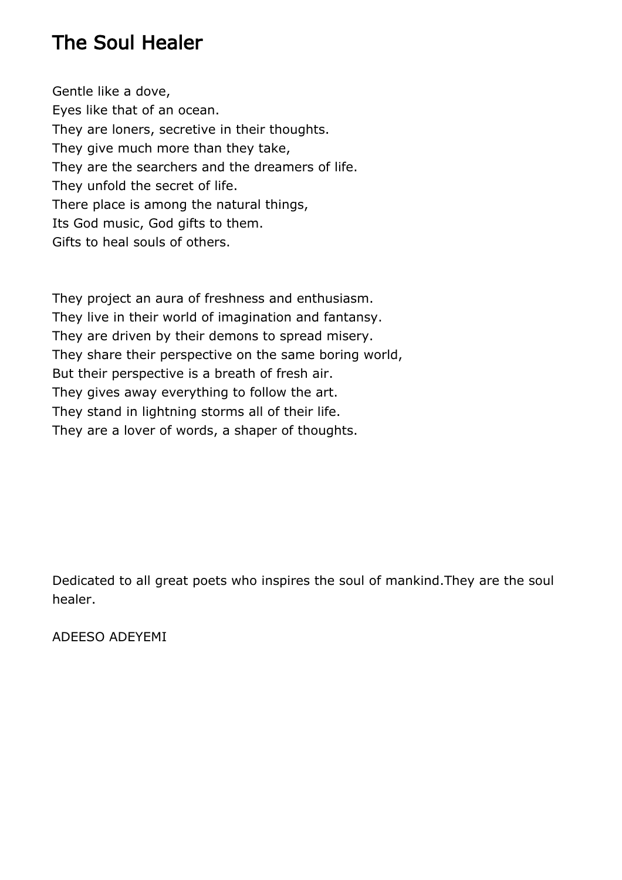# The Soul Healer

Gentle like a dove,  
Eyes like that of an ocean.  
They are loners, secretive in their thoughts.  
They give much more than they take,  
They are the searchers and the dreamers of life.  
They unfold the secret of life.  
There place is among the natural things,  
Its God music, God gifts to them.  
Gifts to heal souls of others.

They project an aura of freshness and enthusiasm.  
They live in their world of imagination and fantansy.  
They are driven by their demons to spread misery.  
They share their perspective on the same boring world,  
But their perspective is a breath of fresh air.  
They gives away everything to follow the art.  
They stand in lightning storms all of their life.  
They are a lover of words, a shaper of thoughts.

Dedicated to all great poets who inspires the soul of mankind.They are the soul healer.

ADEESO ADEYEMI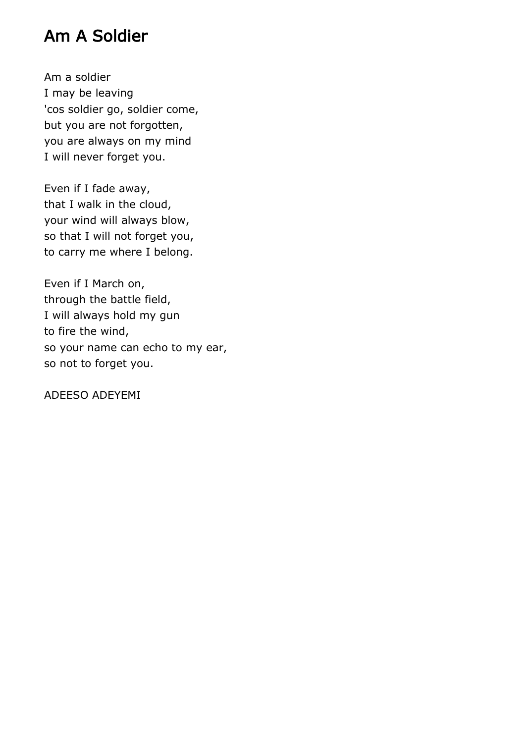# Am A Soldier

Am a soldier  
I may be leaving  
'cos soldier go, soldier come,  
but you are not forgotten,  
you are always on my mind  
I will never forget you.

Even if I fade away,  
that I walk in the cloud,  
your wind will always blow,  
so that I will not forget you,  
to carry me where I belong.

Even if I March on,  
through the battle field,  
I will always hold my gun  
to fire the wind,  
so your name can echo to my ear,  
so not to forget you.

ADEESO ADEYEMI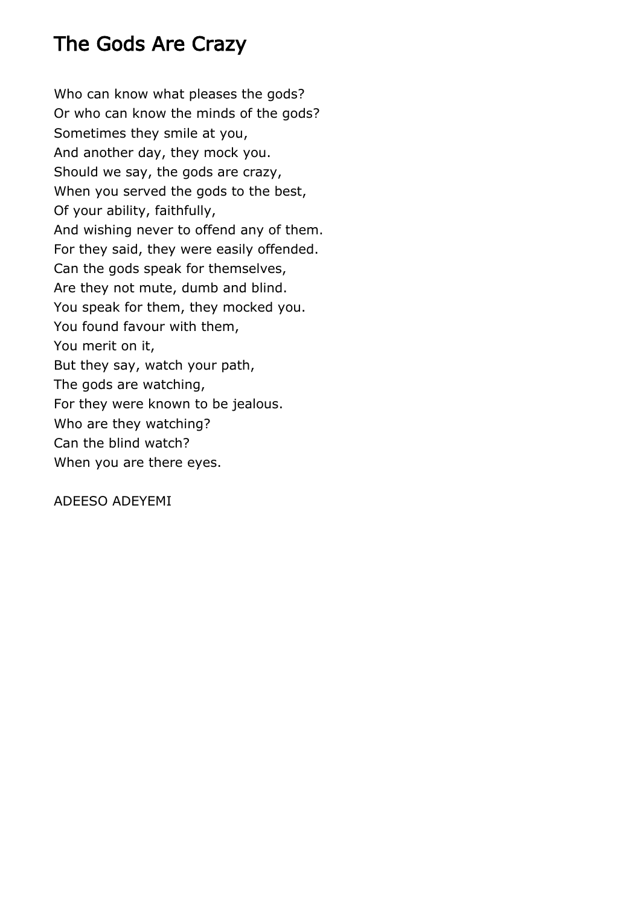# The Gods Are Crazy

Who can know what pleases the gods?
Or who can know the minds of the gods?
Sometimes they smile at you,
And another day, they mock you.
Should we say, the gods are crazy,
When you served the gods to the best,
Of your ability, faithfully,
And wishing never to offend any of them.
For they said, they were easily offended.
Can the gods speak for themselves,
Are they not mute, dumb and blind.
You speak for them, they mocked you.
You found favour with them,
You merit on it,
But they say, watch your path,
The gods are watching,
For they were known to be jealous.
Who are they watching?
Can the blind watch?
When you are there eyes.

ADEESO ADEYEMI